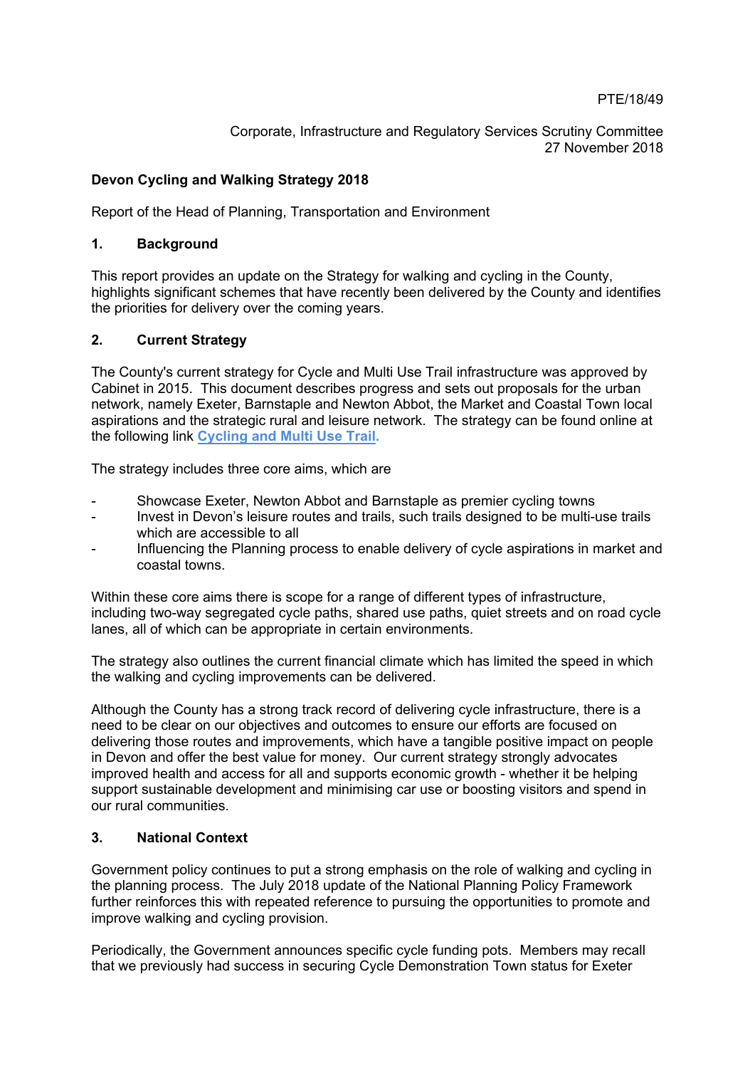PTE/18/49

Corporate, Infrastructure and Regulatory Services Scrutiny Committee
27 November 2018

**Devon Cycling and Walking Strategy 2018**

Report of the Head of Planning, Transportation and Environment

## 1. Background

This report provides an update on the Strategy for walking and cycling in the County, highlights significant schemes that have recently been delivered by the County and identifies the priorities for delivery over the coming years.

## 2. Current Strategy

The County's current strategy for Cycle and Multi Use Trail infrastructure was approved by Cabinet in 2015. This document describes progress and sets out proposals for the urban network, namely Exeter, Barnstaple and Newton Abbot, the Market and Coastal Town local aspirations and the strategic rural and leisure network. The strategy can be found online at the following link **Cycling and Multi Use Trail**.

The strategy includes three core aims, which are

- Showcase Exeter, Newton Abbot and Barnstaple as premier cycling towns
- Invest in Devon's leisure routes and trails, such trails designed to be multi-use trails which are accessible to all
- Influencing the Planning process to enable delivery of cycle aspirations in market and coastal towns.

Within these core aims there is scope for a range of different types of infrastructure, including two-way segregated cycle paths, shared use paths, quiet streets and on road cycle lanes, all of which can be appropriate in certain environments.

The strategy also outlines the current financial climate which has limited the speed in which the walking and cycling improvements can be delivered.

Although the County has a strong track record of delivering cycle infrastructure, there is a need to be clear on our objectives and outcomes to ensure our efforts are focused on delivering those routes and improvements, which have a tangible positive impact on people in Devon and offer the best value for money. Our current strategy strongly advocates improved health and access for all and supports economic growth - whether it be helping support sustainable development and minimising car use or boosting visitors and spend in our rural communities.

## 3. National Context

Government policy continues to put a strong emphasis on the role of walking and cycling in the planning process. The July 2018 update of the National Planning Policy Framework further reinforces this with repeated reference to pursuing the opportunities to promote and improve walking and cycling provision.

Periodically, the Government announces specific cycle funding pots. Members may recall that we previously had success in securing Cycle Demonstration Town status for Exeter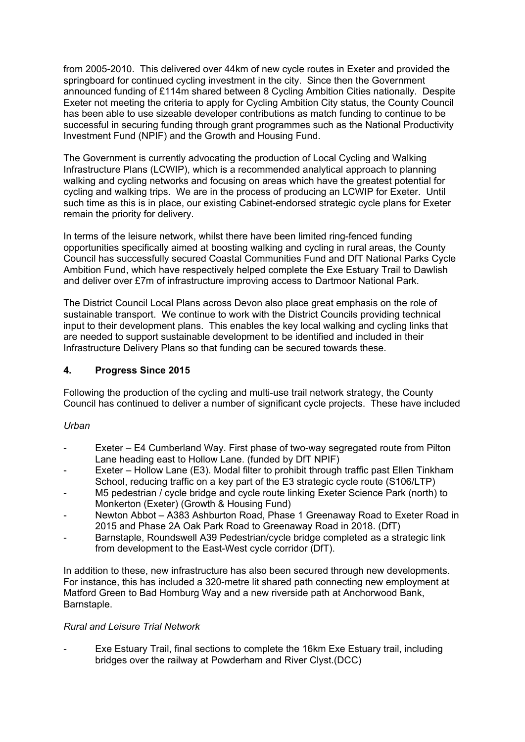from 2005-2010. This delivered over 44km of new cycle routes in Exeter and provided the springboard for continued cycling investment in the city. Since then the Government announced funding of £114m shared between 8 Cycling Ambition Cities nationally. Despite Exeter not meeting the criteria to apply for Cycling Ambition City status, the County Council has been able to use sizeable developer contributions as match funding to continue to be successful in securing funding through grant programmes such as the National Productivity Investment Fund (NPIF) and the Growth and Housing Fund.

The Government is currently advocating the production of Local Cycling and Walking Infrastructure Plans (LCWIP), which is a recommended analytical approach to planning walking and cycling networks and focusing on areas which have the greatest potential for cycling and walking trips. We are in the process of producing an LCWIP for Exeter. Until such time as this is in place, our existing Cabinet-endorsed strategic cycle plans for Exeter remain the priority for delivery.

In terms of the leisure network, whilst there have been limited ring-fenced funding opportunities specifically aimed at boosting walking and cycling in rural areas, the County Council has successfully secured Coastal Communities Fund and DfT National Parks Cycle Ambition Fund, which have respectively helped complete the Exe Estuary Trail to Dawlish and deliver over £7m of infrastructure improving access to Dartmoor National Park.

The District Council Local Plans across Devon also place great emphasis on the role of sustainable transport. We continue to work with the District Councils providing technical input to their development plans. This enables the key local walking and cycling links that are needed to support sustainable development to be identified and included in their Infrastructure Delivery Plans so that funding can be secured towards these.

## 4. Progress Since 2015

Following the production of the cycling and multi-use trail network strategy, the County Council has continued to deliver a number of significant cycle projects. These have included

*Urban*

- Exeter – E4 Cumberland Way. First phase of two-way segregated route from Pilton Lane heading east to Hollow Lane. (funded by DfT NPIF)
- Exeter – Hollow Lane (E3). Modal filter to prohibit through traffic past Ellen Tinkham School, reducing traffic on a key part of the E3 strategic cycle route (S106/LTP)
- M5 pedestrian / cycle bridge and cycle route linking Exeter Science Park (north) to Monkerton (Exeter) (Growth & Housing Fund)
- Newton Abbot – A383 Ashburton Road, Phase 1 Greenaway Road to Exeter Road in 2015 and Phase 2A Oak Park Road to Greenaway Road in 2018. (DfT)
- Barnstaple, Roundswell A39 Pedestrian/cycle bridge completed as a strategic link from development to the East-West cycle corridor (DfT).

In addition to these, new infrastructure has also been secured through new developments. For instance, this has included a 320-metre lit shared path connecting new employment at Matford Green to Bad Homburg Way and a new riverside path at Anchorwood Bank, Barnstaple.

*Rural and Leisure Trial Network*

- Exe Estuary Trail, final sections to complete the 16km Exe Estuary trail, including bridges over the railway at Powderham and River Clyst.(DCC)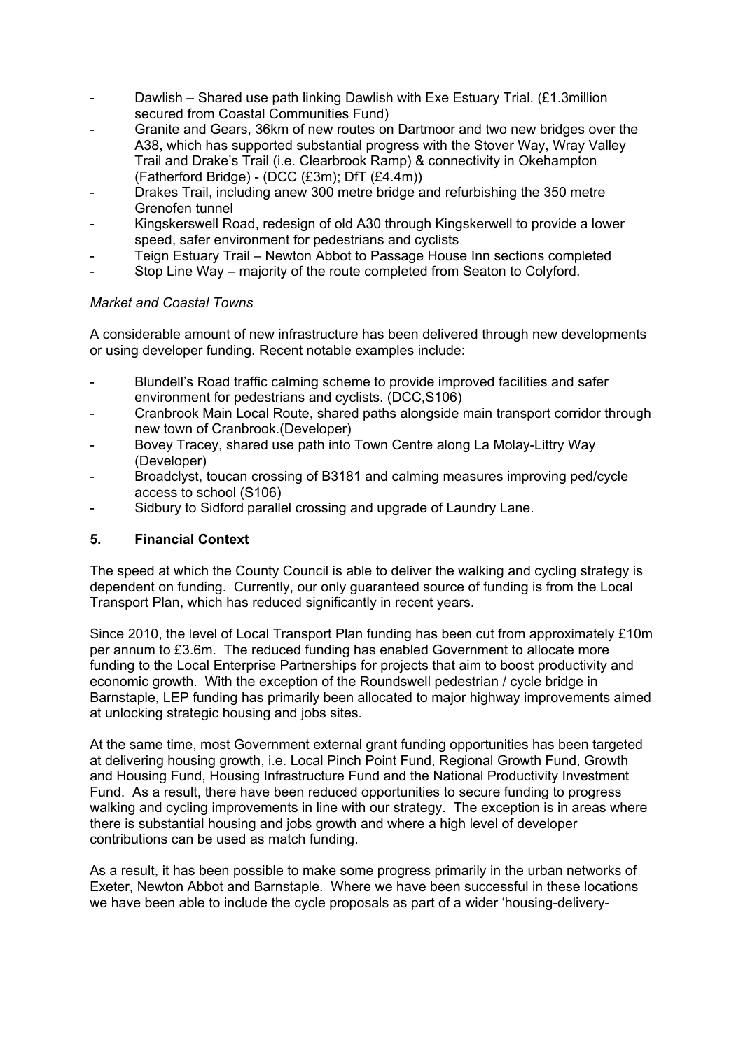- Dawlish – Shared use path linking Dawlish with Exe Estuary Trial. (£1.3million secured from Coastal Communities Fund)
- Granite and Gears, 36km of new routes on Dartmoor and two new bridges over the A38, which has supported substantial progress with the Stover Way, Wray Valley Trail and Drake's Trail (i.e. Clearbrook Ramp) & connectivity in Okehampton (Fatherford Bridge) - (DCC (£3m); DfT (£4.4m))
- Drakes Trail, including anew 300 metre bridge and refurbishing the 350 metre Grenofen tunnel
- Kingskerswell Road, redesign of old A30 through Kingskerwell to provide a lower speed, safer environment for pedestrians and cyclists
- Teign Estuary Trail – Newton Abbot to Passage House Inn sections completed
- Stop Line Way – majority of the route completed from Seaton to Colyford.

*Market and Coastal Towns*

A considerable amount of new infrastructure has been delivered through new developments or using developer funding. Recent notable examples include:

- Blundell's Road traffic calming scheme to provide improved facilities and safer environment for pedestrians and cyclists. (DCC,S106)
- Cranbrook Main Local Route, shared paths alongside main transport corridor through new town of Cranbrook.(Developer)
- Bovey Tracey, shared use path into Town Centre along La Molay-Littry Way (Developer)
- Broadclyst, toucan crossing of B3181 and calming measures improving ped/cycle access to school (S106)
- Sidbury to Sidford parallel crossing and upgrade of Laundry Lane.

## 5. Financial Context

The speed at which the County Council is able to deliver the walking and cycling strategy is dependent on funding. Currently, our only guaranteed source of funding is from the Local Transport Plan, which has reduced significantly in recent years.

Since 2010, the level of Local Transport Plan funding has been cut from approximately £10m per annum to £3.6m. The reduced funding has enabled Government to allocate more funding to the Local Enterprise Partnerships for projects that aim to boost productivity and economic growth. With the exception of the Roundswell pedestrian / cycle bridge in Barnstaple, LEP funding has primarily been allocated to major highway improvements aimed at unlocking strategic housing and jobs sites.

At the same time, most Government external grant funding opportunities has been targeted at delivering housing growth, i.e. Local Pinch Point Fund, Regional Growth Fund, Growth and Housing Fund, Housing Infrastructure Fund and the National Productivity Investment Fund. As a result, there have been reduced opportunities to secure funding to progress walking and cycling improvements in line with our strategy. The exception is in areas where there is substantial housing and jobs growth and where a high level of developer contributions can be used as match funding.

As a result, it has been possible to make some progress primarily in the urban networks of Exeter, Newton Abbot and Barnstaple. Where we have been successful in these locations we have been able to include the cycle proposals as part of a wider 'housing-delivery-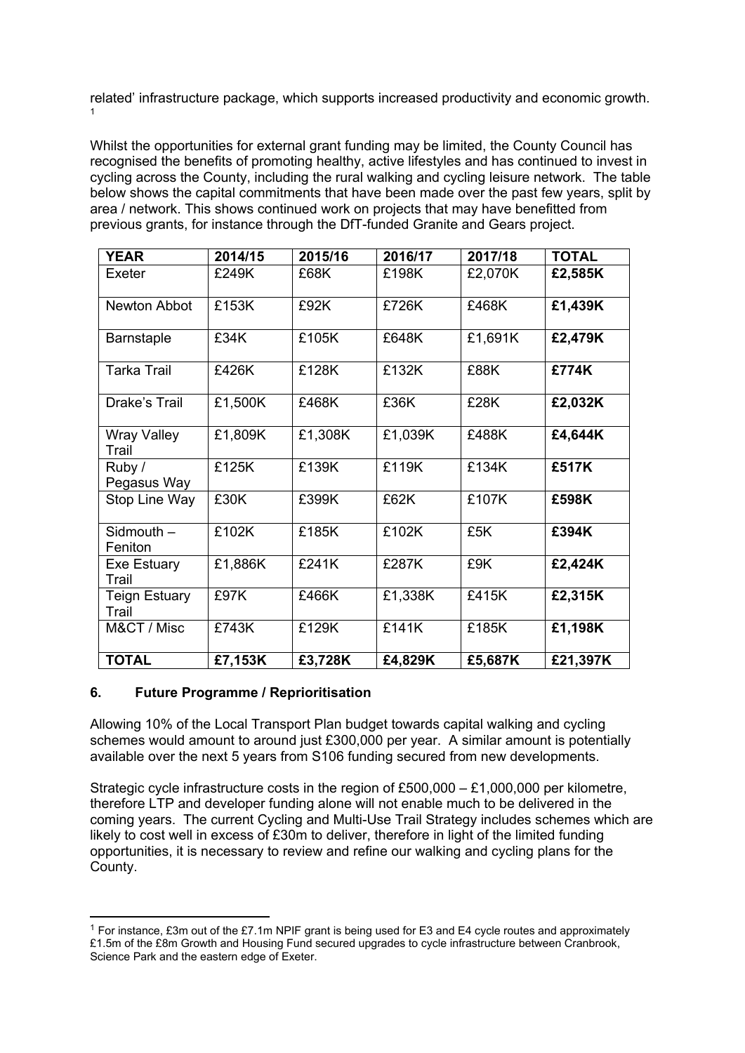related' infrastructure package, which supports increased productivity and economic growth.[1]

Whilst the opportunities for external grant funding may be limited, the County Council has recognised the benefits of promoting healthy, active lifestyles and has continued to invest in cycling across the County, including the rural walking and cycling leisure network. The table below shows the capital commitments that have been made over the past few years, split by area / network. This shows continued work on projects that may have benefitted from previous grants, for instance through the DfT-funded Granite and Gears project.

| **YEAR** | **2014/15** | **2015/16** | **2016/17** | **2017/18** | **TOTAL** |
|---|---|---|---|---|---|
| Exeter | £249K | £68K | £198K | £2,070K | **£2,585K** |
| Newton Abbot | £153K | £92K | £726K | £468K | **£1,439K** |
| Barnstaple | £34K | £105K | £648K | £1,691K | **£2,479K** |
| Tarka Trail | £426K | £128K | £132K | £88K | **£774K** |
| Drake's Trail | £1,500K | £468K | £36K | £28K | **£2,032K** |
| Wray Valley Trail | £1,809K | £1,308K | £1,039K | £488K | **£4,644K** |
| Ruby / Pegasus Way | £125K | £139K | £119K | £134K | **£517K** |
| Stop Line Way | £30K | £399K | £62K | £107K | **£598K** |
| Sidmouth – Feniton | £102K | £185K | £102K | £5K | **£394K** |
| Exe Estuary Trail | £1,886K | £241K | £287K | £9K | **£2,424K** |
| Teign Estuary Trail | £97K | £466K | £1,338K | £415K | **£2,315K** |
| M&CT / Misc | £743K | £129K | £141K | £185K | **£1,198K** |
| **TOTAL** | **£7,153K** | **£3,728K** | **£4,829K** | **£5,687K** | **£21,397K** |

### 6. Future Programme / Reprioritisation

Allowing 10% of the Local Transport Plan budget towards capital walking and cycling schemes would amount to around just £300,000 per year. A similar amount is potentially available over the next 5 years from S106 funding secured from new developments.

Strategic cycle infrastructure costs in the region of £500,000 – £1,000,000 per kilometre, therefore LTP and developer funding alone will not enable much to be delivered in the coming years. The current Cycling and Multi-Use Trail Strategy includes schemes which are likely to cost well in excess of £30m to deliver, therefore in light of the limited funding opportunities, it is necessary to review and refine our walking and cycling plans for the County.

---

[1] For instance, £3m out of the £7.1m NPIF grant is being used for E3 and E4 cycle routes and approximately £1.5m of the £8m Growth and Housing Fund secured upgrades to cycle infrastructure between Cranbrook, Science Park and the eastern edge of Exeter.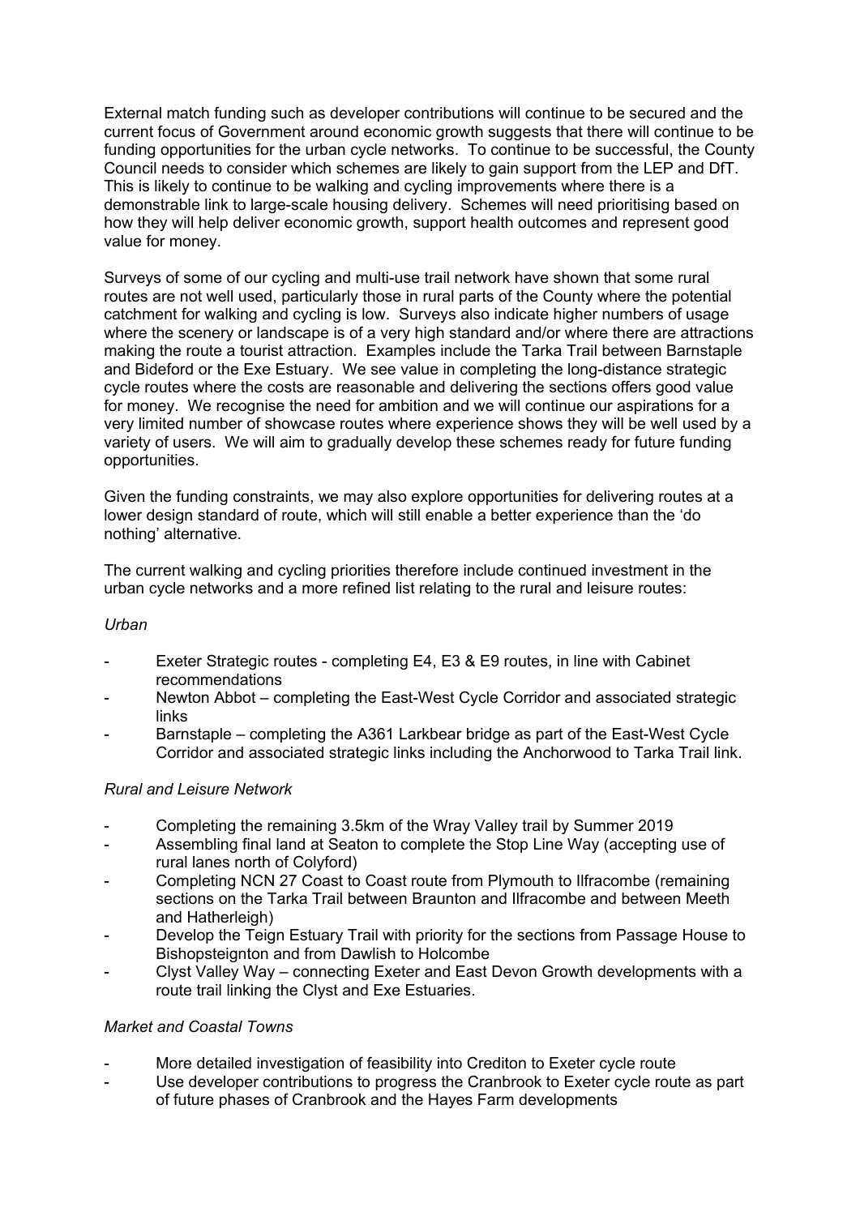External match funding such as developer contributions will continue to be secured and the current focus of Government around economic growth suggests that there will continue to be funding opportunities for the urban cycle networks. To continue to be successful, the County Council needs to consider which schemes are likely to gain support from the LEP and DfT. This is likely to continue to be walking and cycling improvements where there is a demonstrable link to large-scale housing delivery. Schemes will need prioritising based on how they will help deliver economic growth, support health outcomes and represent good value for money.

Surveys of some of our cycling and multi-use trail network have shown that some rural routes are not well used, particularly those in rural parts of the County where the potential catchment for walking and cycling is low. Surveys also indicate higher numbers of usage where the scenery or landscape is of a very high standard and/or where there are attractions making the route a tourist attraction. Examples include the Tarka Trail between Barnstaple and Bideford or the Exe Estuary. We see value in completing the long-distance strategic cycle routes where the costs are reasonable and delivering the sections offers good value for money. We recognise the need for ambition and we will continue our aspirations for a very limited number of showcase routes where experience shows they will be well used by a variety of users. We will aim to gradually develop these schemes ready for future funding opportunities.

Given the funding constraints, we may also explore opportunities for delivering routes at a lower design standard of route, which will still enable a better experience than the 'do nothing' alternative.

The current walking and cycling priorities therefore include continued investment in the urban cycle networks and a more refined list relating to the rural and leisure routes:

*Urban*

- Exeter Strategic routes - completing E4, E3 & E9 routes, in line with Cabinet recommendations
- Newton Abbot – completing the East-West Cycle Corridor and associated strategic links
- Barnstaple – completing the A361 Larkbear bridge as part of the East-West Cycle Corridor and associated strategic links including the Anchorwood to Tarka Trail link.

*Rural and Leisure Network*

- Completing the remaining 3.5km of the Wray Valley trail by Summer 2019
- Assembling final land at Seaton to complete the Stop Line Way (accepting use of rural lanes north of Colyford)
- Completing NCN 27 Coast to Coast route from Plymouth to Ilfracombe (remaining sections on the Tarka Trail between Braunton and Ilfracombe and between Meeth and Hatherleigh)
- Develop the Teign Estuary Trail with priority for the sections from Passage House to Bishopsteignton and from Dawlish to Holcombe
- Clyst Valley Way – connecting Exeter and East Devon Growth developments with a route trail linking the Clyst and Exe Estuaries.

*Market and Coastal Towns*

- More detailed investigation of feasibility into Crediton to Exeter cycle route
- Use developer contributions to progress the Cranbrook to Exeter cycle route as part of future phases of Cranbrook and the Hayes Farm developments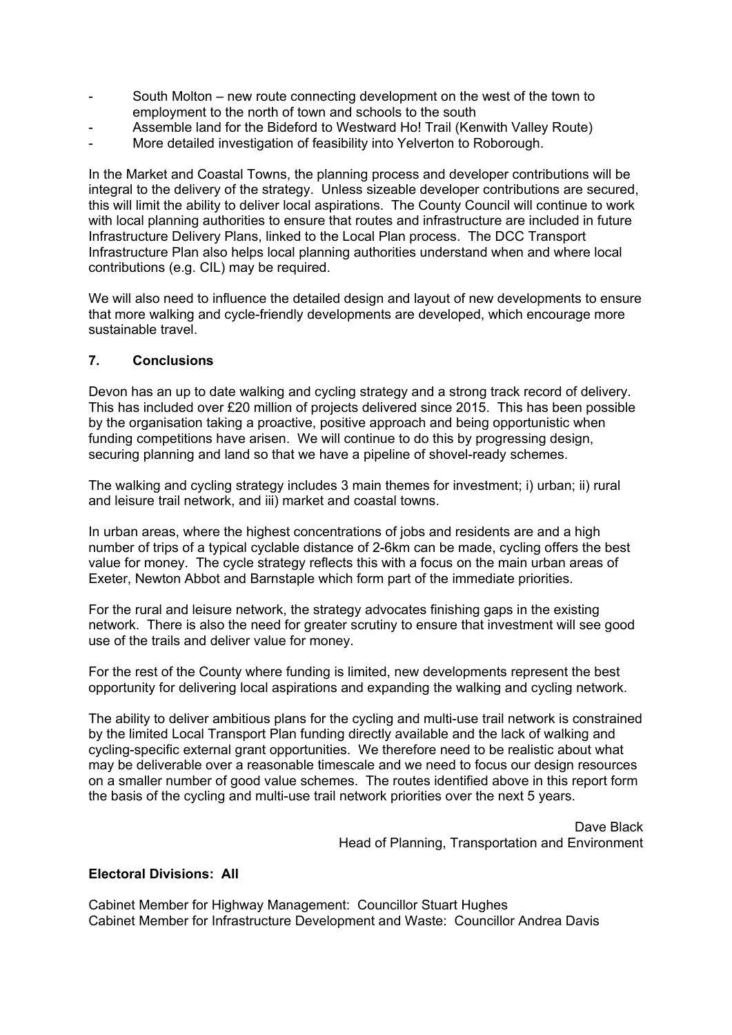- South Molton – new route connecting development on the west of the town to employment to the north of town and schools to the south
- Assemble land for the Bideford to Westward Ho! Trail (Kenwith Valley Route)
- More detailed investigation of feasibility into Yelverton to Roborough.

In the Market and Coastal Towns, the planning process and developer contributions will be integral to the delivery of the strategy. Unless sizeable developer contributions are secured, this will limit the ability to deliver local aspirations. The County Council will continue to work with local planning authorities to ensure that routes and infrastructure are included in future Infrastructure Delivery Plans, linked to the Local Plan process. The DCC Transport Infrastructure Plan also helps local planning authorities understand when and where local contributions (e.g. CIL) may be required.

We will also need to influence the detailed design and layout of new developments to ensure that more walking and cycle-friendly developments are developed, which encourage more sustainable travel.

## 7. Conclusions

Devon has an up to date walking and cycling strategy and a strong track record of delivery. This has included over £20 million of projects delivered since 2015. This has been possible by the organisation taking a proactive, positive approach and being opportunistic when funding competitions have arisen. We will continue to do this by progressing design, securing planning and land so that we have a pipeline of shovel-ready schemes.

The walking and cycling strategy includes 3 main themes for investment; i) urban; ii) rural and leisure trail network, and iii) market and coastal towns.

In urban areas, where the highest concentrations of jobs and residents are and a high number of trips of a typical cyclable distance of 2-6km can be made, cycling offers the best value for money. The cycle strategy reflects this with a focus on the main urban areas of Exeter, Newton Abbot and Barnstaple which form part of the immediate priorities.

For the rural and leisure network, the strategy advocates finishing gaps in the existing network. There is also the need for greater scrutiny to ensure that investment will see good use of the trails and deliver value for money.

For the rest of the County where funding is limited, new developments represent the best opportunity for delivering local aspirations and expanding the walking and cycling network.

The ability to deliver ambitious plans for the cycling and multi-use trail network is constrained by the limited Local Transport Plan funding directly available and the lack of walking and cycling-specific external grant opportunities. We therefore need to be realistic about what may be deliverable over a reasonable timescale and we need to focus our design resources on a smaller number of good value schemes. The routes identified above in this report form the basis of the cycling and multi-use trail network priorities over the next 5 years.

Dave Black
Head of Planning, Transportation and Environment

**Electoral Divisions: All**

Cabinet Member for Highway Management: Councillor Stuart Hughes
Cabinet Member for Infrastructure Development and Waste: Councillor Andrea Davis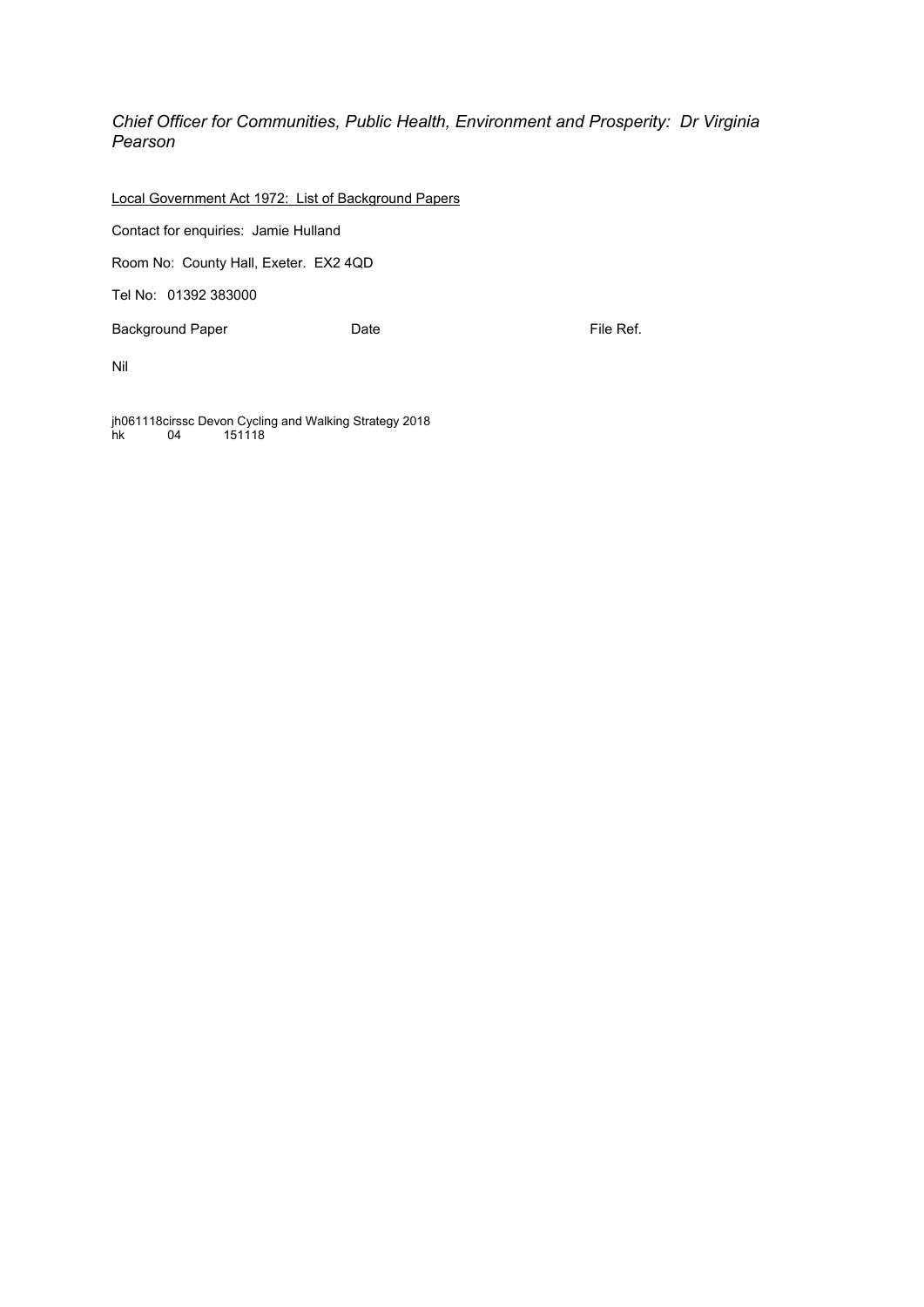*Chief Officer for Communities, Public Health, Environment and Prosperity: Dr Virginia Pearson*

Local Government Act 1972: List of Background Papers

Contact for enquiries: Jamie Hulland

Room No: County Hall, Exeter. EX2 4QD

Tel No: 01392 383000

| Background Paper | Date | File Ref. |
| --- | --- | --- |
| Nil | | |

jh061118cirssc Devon Cycling and Walking Strategy 2018
hk 04 151118